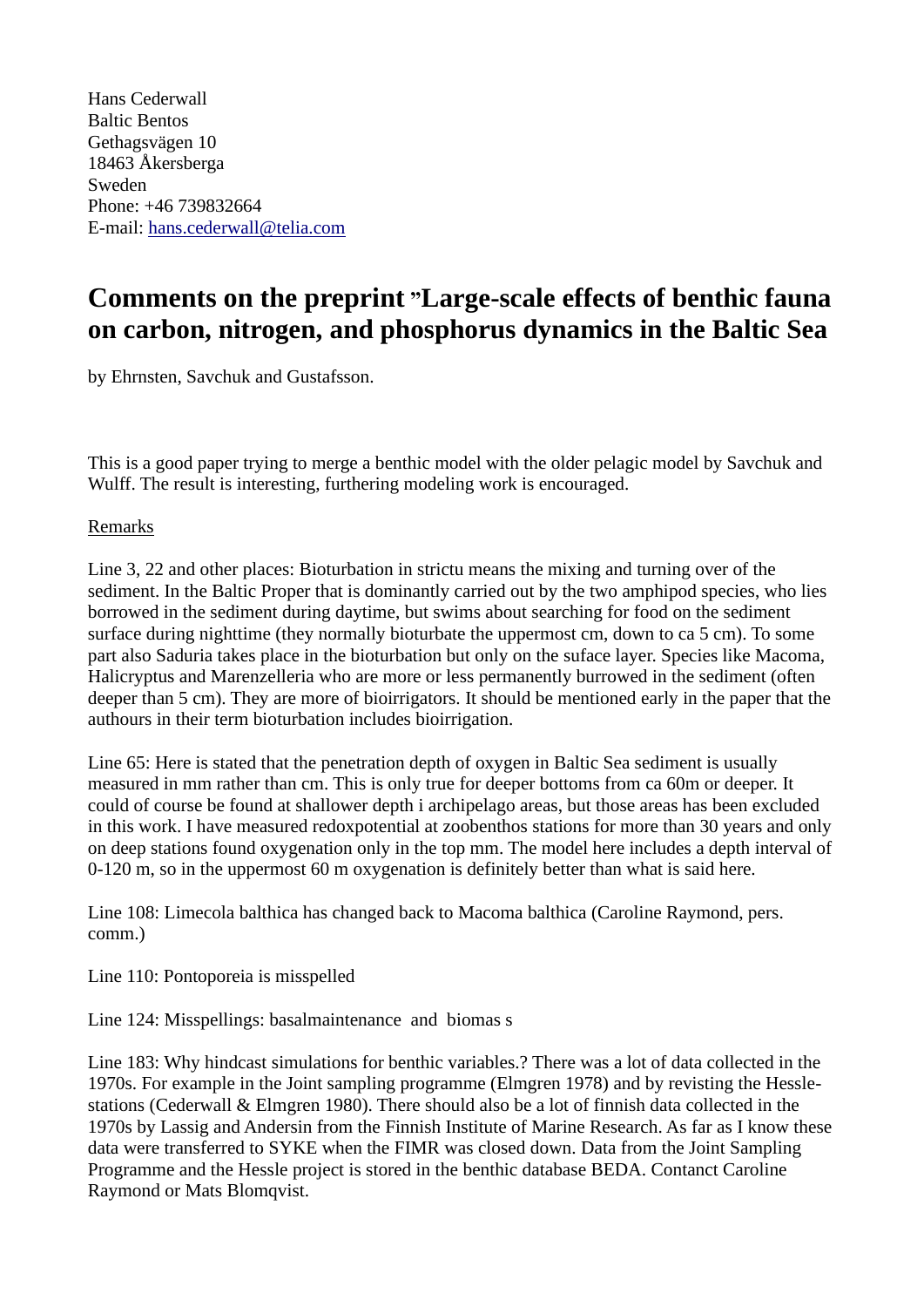Hans Cederwall
Baltic Bentos
Gethagsvägen 10
18463 Åkersberga
Sweden
Phone: +46 739832664
E-mail: hans.cederwall@telia.com

# Comments on the preprint "Large-scale effects of benthic fauna on carbon, nitrogen, and phosphorus dynamics in the Baltic Sea

by Ehrnsten, Savchuk and Gustafsson.

This is a good paper trying to merge a benthic model with the older pelagic model by Savchuk and Wulff. The result is interesting, furthering modeling work is encouraged.

Remarks

Line 3, 22 and other places: Bioturbation in strictu means the mixing and turning over of the sediment. In the Baltic Proper that is dominantly carried out by the two amphipod species, who lies borrowed in the sediment during daytime, but swims about searching for food on the sediment surface during nighttime (they normally bioturbate the uppermost cm, down to ca 5 cm). To some part also Saduria takes place in the bioturbation but only on the suface layer. Species like Macoma, Halicryptus and Marenzelleria who are more or less permanently burrowed in the sediment (often deeper than 5 cm). They are more of bioirrigators. It should be mentioned early in the paper that the authours in their term bioturbation includes bioirrigation.

Line 65: Here is stated that the penetration depth of oxygen in Baltic Sea sediment is usually measured in mm rather than cm. This is only true for deeper bottoms from ca 60m or deeper. It could of course be found at shallower depth i archipelago areas, but those areas has been excluded in this work. I have measured redoxpotential at zoobenthos stations for more than 30 years and only on deep stations found oxygenation only in the top mm. The model here includes a depth interval of 0-120 m, so in the uppermost 60 m oxygenation is definitely better than what is said here.

Line 108: Limecola balthica has changed back to Macoma balthica (Caroline Raymond, pers. comm.)

Line 110: Pontoporeia is misspelled

Line 124: Misspellings: basalmaintenance and biomas s

Line 183: Why hindcast simulations for benthic variables.? There was a lot of data collected in the 1970s. For example in the Joint sampling programme (Elmgren 1978) and by revisting the Hessle-stations (Cederwall & Elmgren 1980). There should also be a lot of finnish data collected in the 1970s by Lassig and Andersin from the Finnish Institute of Marine Research. As far as I know these data were transferred to SYKE when the FIMR was closed down. Data from the Joint Sampling Programme and the Hessle project is stored in the benthic database BEDA. Contanct Caroline Raymond or Mats Blomqvist.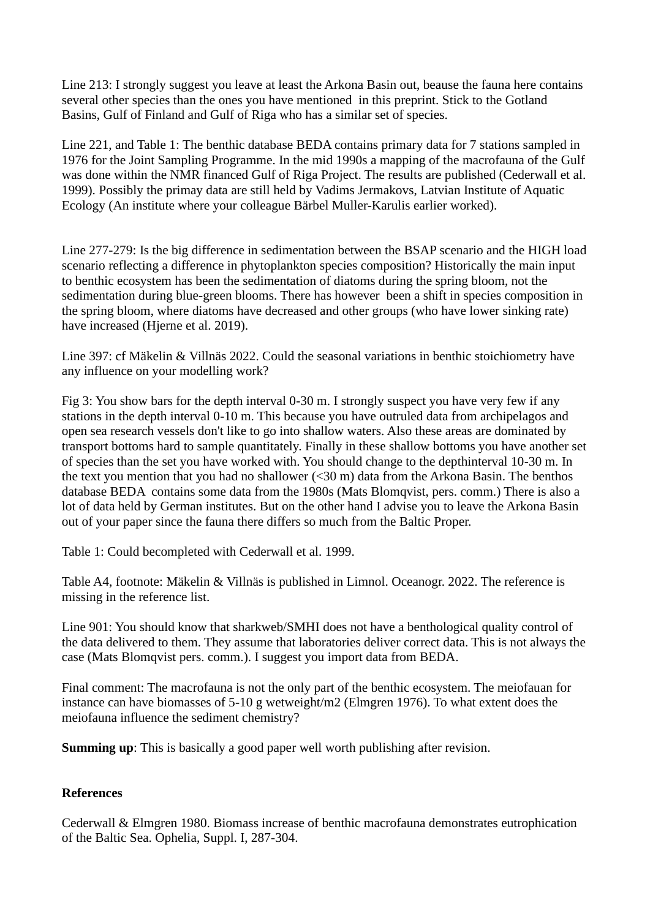Line 213: I strongly suggest you leave at least the Arkona Basin out, beause the fauna here contains several other species than the ones you have mentioned  in this preprint. Stick to the Gotland Basins, Gulf of Finland and Gulf of Riga who has a similar set of species.

Line 221, and Table 1: The benthic database BEDA contains primary data for 7 stations sampled in 1976 for the Joint Sampling Programme. In the mid 1990s a mapping of the macrofauna of the Gulf was done within the NMR financed Gulf of Riga Project. The results are published (Cederwall et al. 1999). Possibly the primay data are still held by Vadims Jermakovs, Latvian Institute of Aquatic Ecology (An institute where your colleague Bärbel Muller-Karulis earlier worked).

Line 277-279: Is the big difference in sedimentation between the BSAP scenario and the HIGH load scenario reflecting a difference in phytoplankton species composition? Historically the main input to benthic ecosystem has been the sedimentation of diatoms during the spring bloom, not the sedimentation during blue-green blooms. There has however  been a shift in species composition in the spring bloom, where diatoms have decreased and other groups (who have lower sinking rate) have increased (Hjerne et al. 2019).

Line 397: cf Mäkelin & Villnäs 2022. Could the seasonal variations in benthic stoichiometry have any influence on your modelling work?

Fig 3: You show bars for the depth interval 0-30 m. I strongly suspect you have very few if any stations in the depth interval 0-10 m. This because you have outruled data from archipelagos and open sea research vessels don't like to go into shallow waters. Also these areas are dominated by transport bottoms hard to sample quantitately. Finally in these shallow bottoms you have another set of species than the set you have worked with. You should change to the depthinterval 10-30 m. In the text you mention that you had no shallower (<30 m) data from the Arkona Basin. The benthos database BEDA  contains some data from the 1980s (Mats Blomqvist, pers. comm.) There is also a lot of data held by German institutes. But on the other hand I advise you to leave the Arkona Basin out of your paper since the fauna there differs so much from the Baltic Proper.

Table 1: Could becompleted with Cederwall et al. 1999.

Table A4, footnote: Mäkelin & Villnäs is published in Limnol. Oceanogr. 2022. The reference is missing in the reference list.

Line 901: You should know that sharkweb/SMHI does not have a benthological quality control of the data delivered to them. They assume that laboratories deliver correct data. This is not always the case (Mats Blomqvist pers. comm.). I suggest you import data from BEDA.

Final comment: The macrofauna is not the only part of the benthic ecosystem. The meiofauan for instance can have biomasses of 5-10 g wetweight/m2 (Elmgren 1976). To what extent does the meiofauna influence the sediment chemistry?

**Summing up**: This is basically a good paper well worth publishing after revision.

**References**

Cederwall & Elmgren 1980. Biomass increase of benthic macrofauna demonstrates eutrophication of the Baltic Sea. Ophelia, Suppl. I, 287-304.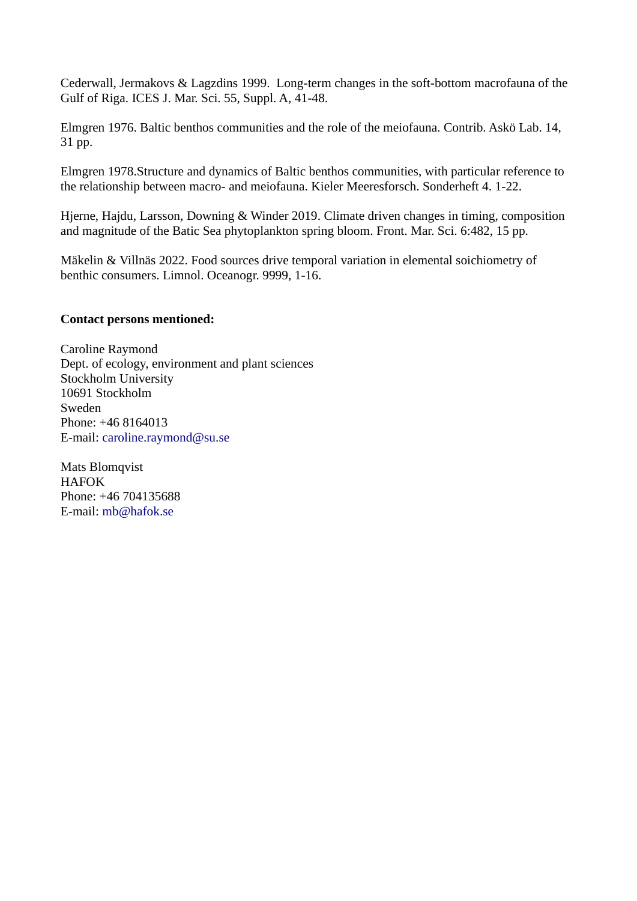Cederwall, Jermakovs & Lagzdins 1999.  Long-term changes in the soft-bottom macrofauna of the Gulf of Riga. ICES J. Mar. Sci. 55, Suppl. A, 41-48.

Elmgren 1976. Baltic benthos communities and the role of the meiofauna. Contrib. Askö Lab. 14, 31 pp.

Elmgren 1978.Structure and dynamics of Baltic benthos communities, with particular reference to the relationship between macro- and meiofauna. Kieler Meeresforsch. Sonderheft 4. 1-22.

Hjerne, Hajdu, Larsson, Downing & Winder 2019. Climate driven changes in timing, composition and magnitude of the Batic Sea phytoplankton spring bloom. Front. Mar. Sci. 6:482, 15 pp.

Mäkelin & Villnäs 2022. Food sources drive temporal variation in elemental soichiometry of benthic consumers. Limnol. Oceanogr. 9999, 1-16.

**Contact persons mentioned:**

Caroline Raymond
Dept. of ecology, environment and plant sciences
Stockholm University
10691 Stockholm
Sweden
Phone: +46 8164013
E-mail: caroline.raymond@su.se

Mats Blomqvist
HAFOK
Phone: +46 704135688
E-mail: mb@hafok.se